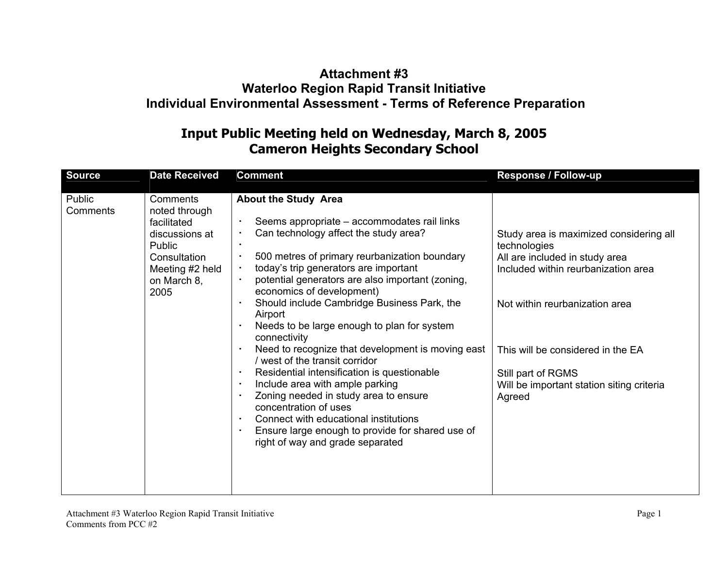# Attachment #3
# Waterloo Region Rapid Transit Initiative
# Individual Environmental Assessment - Terms of Reference Preparation

## Input Public Meeting held on Wednesday, March 8, 2005
## Cameron Heights Secondary School

| Source | Date Received | Comment | Response / Follow-up |
|---|---|---|---|
| Public Comments | Comments noted through facilitated discussions at Public Consultation Meeting #2 held on March 8, 2005 | **About the Study Area** | |
| | | · Seems appropriate – accommodates rail links | |
| | | · Can technology affect the study area? | Study area is maximized considering all technologies |
| | | · | |
| | | · 500 metres of primary reurbanization boundary | All are included in study area |
| | | · today's trip generators are important | Included within reurbanization area |
| | | · potential generators are also important (zoning, economics of development) | |
| | | · Should include Cambridge Business Park, the Airport | Not within reurbanization area |
| | | · Needs to be large enough to plan for system connectivity | |
| | | · Need to recognize that development is moving east / west of the transit corridor | This will be considered in the EA |
| | | · Residential intensification is questionable | Still part of RGMS |
| | | · Include area with ample parking | Will be important station siting criteria |
| | | · Zoning needed in study area to ensure concentration of uses | Agreed |
| | | · Connect with educational institutions | |
| | | · Ensure large enough to provide for shared use of right of way and grade separated | |

Attachment #3 Waterloo Region Rapid Transit Initiative
Comments from PCC #2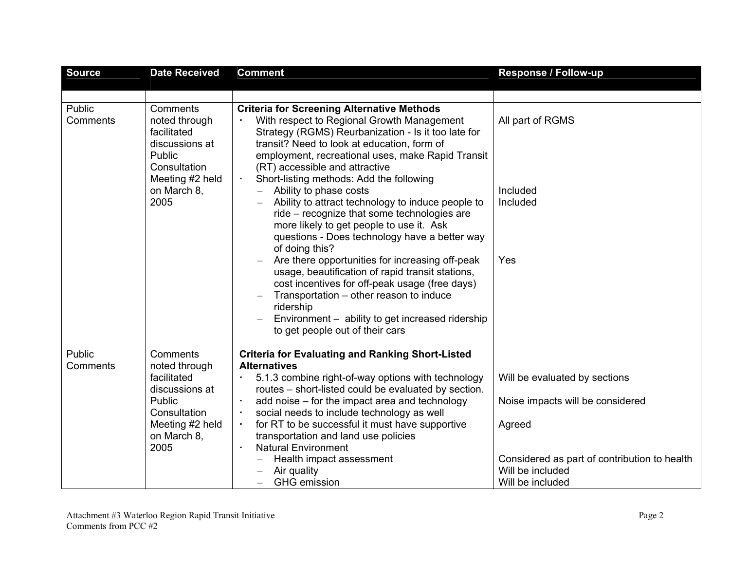| Source | Date Received | Comment | Response / Follow-up |
|---|---|---|---|
| | | | |
| Public Comments | Comments noted through facilitated discussions at Public Consultation Meeting #2 held on March 8, 2005 | **Criteria for Screening Alternative Methods**<br>· With respect to Regional Growth Management Strategy (RGMS) Reurbanization - Is it too late for transit? Need to look at education, form of employment, recreational uses, make Rapid Transit (RT) accessible and attractive<br>· Short-listing methods: Add the following<br>– Ability to phase costs<br>– Ability to attract technology to induce people to ride – recognize that some technologies are more likely to get people to use it. Ask questions - Does technology have a better way of doing this?<br>– Are there opportunities for increasing off-peak usage, beautification of rapid transit stations, cost incentives for off-peak usage (free days)<br>– Transportation – other reason to induce ridership<br>– Environment – ability to get increased ridership to get people out of their cars | All part of RGMS<br><br>Included<br>Included<br><br>Yes |
| Public Comments | Comments noted through facilitated discussions at Public Consultation Meeting #2 held on March 8, 2005 | **Criteria for Evaluating and Ranking Short-Listed Alternatives**<br>· 5.1.3 combine right-of-way options with technology routes – short-listed could be evaluated by section.<br>· add noise – for the impact area and technology<br>· social needs to include technology as well<br>· for RT to be successful it must have supportive transportation and land use policies<br>· Natural Environment<br>– Health impact assessment<br>– Air quality<br>– GHG emission | Will be evaluated by sections<br><br>Noise impacts will be considered<br><br>Agreed<br><br>Considered as part of contribution to health<br>Will be included<br>Will be included |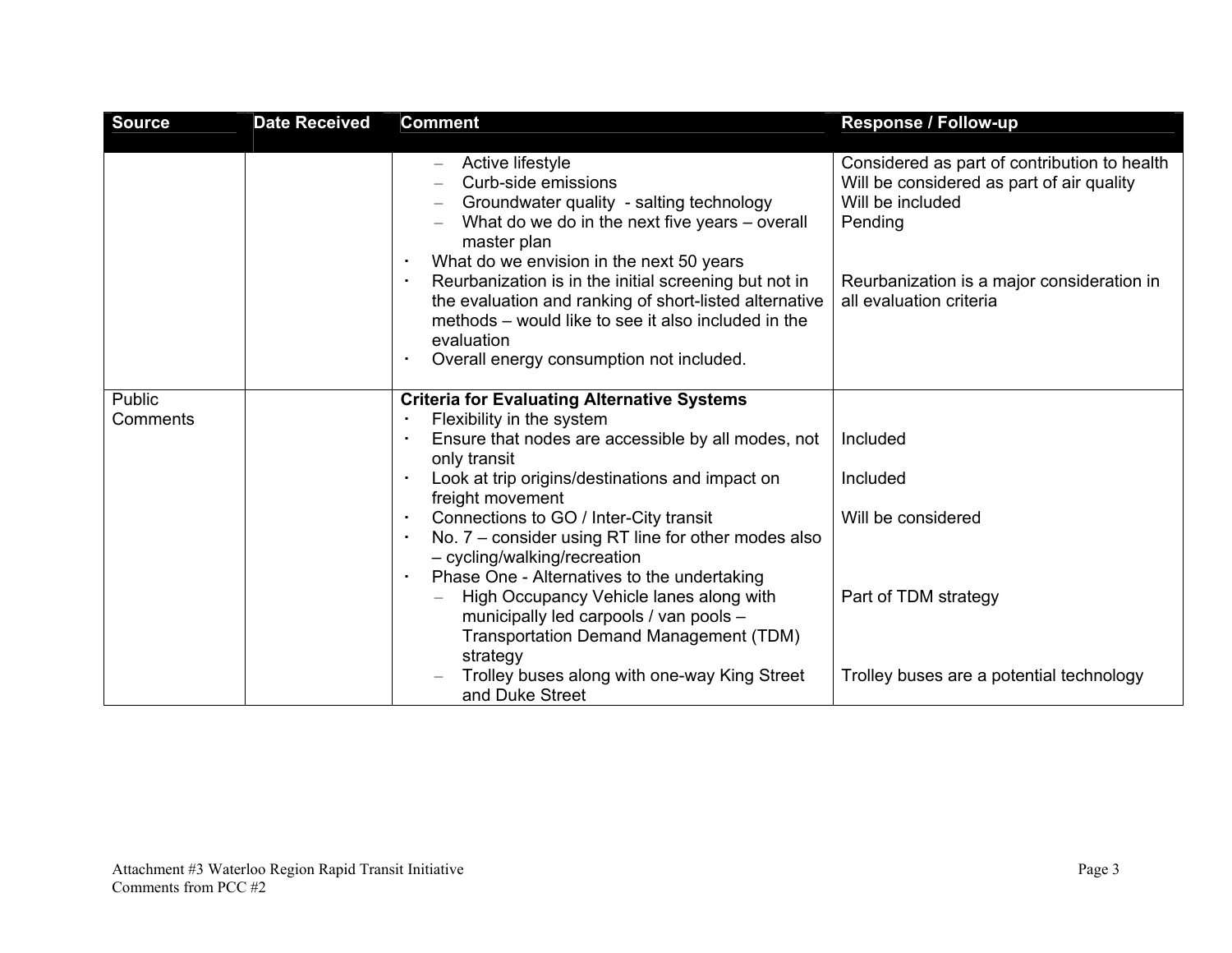| Source | Date Received | Comment | Response / Follow-up |
| --- | --- | --- | --- |
| | | – Active lifestyle<br>– Curb-side emissions<br>– Groundwater quality - salting technology<br>– What do we do in the next five years – overall master plan<br>· What do we envision in the next 50 years<br>· Reurbanization is in the initial screening but not in the evaluation and ranking of short-listed alternative methods – would like to see it also included in the evaluation<br>· Overall energy consumption not included. | Considered as part of contribution to health<br>Will be considered as part of air quality<br>Will be included<br>Pending<br><br>Reurbanization is a major consideration in all evaluation criteria |
| Public Comments | | **Criteria for Evaluating Alternative Systems**<br>· Flexibility in the system<br>· Ensure that nodes are accessible by all modes, not only transit<br>· Look at trip origins/destinations and impact on freight movement<br>· Connections to GO / Inter-City transit<br>· No. 7 – consider using RT line for other modes also – cycling/walking/recreation<br>· Phase One - Alternatives to the undertaking<br>– High Occupancy Vehicle lanes along with municipally led carpools / van pools – Transportation Demand Management (TDM) strategy<br>– Trolley buses along with one-way King Street and Duke Street | <br><br>Included<br><br>Included<br><br>Will be considered<br><br><br>Part of TDM strategy<br><br>Trolley buses are a potential technology |